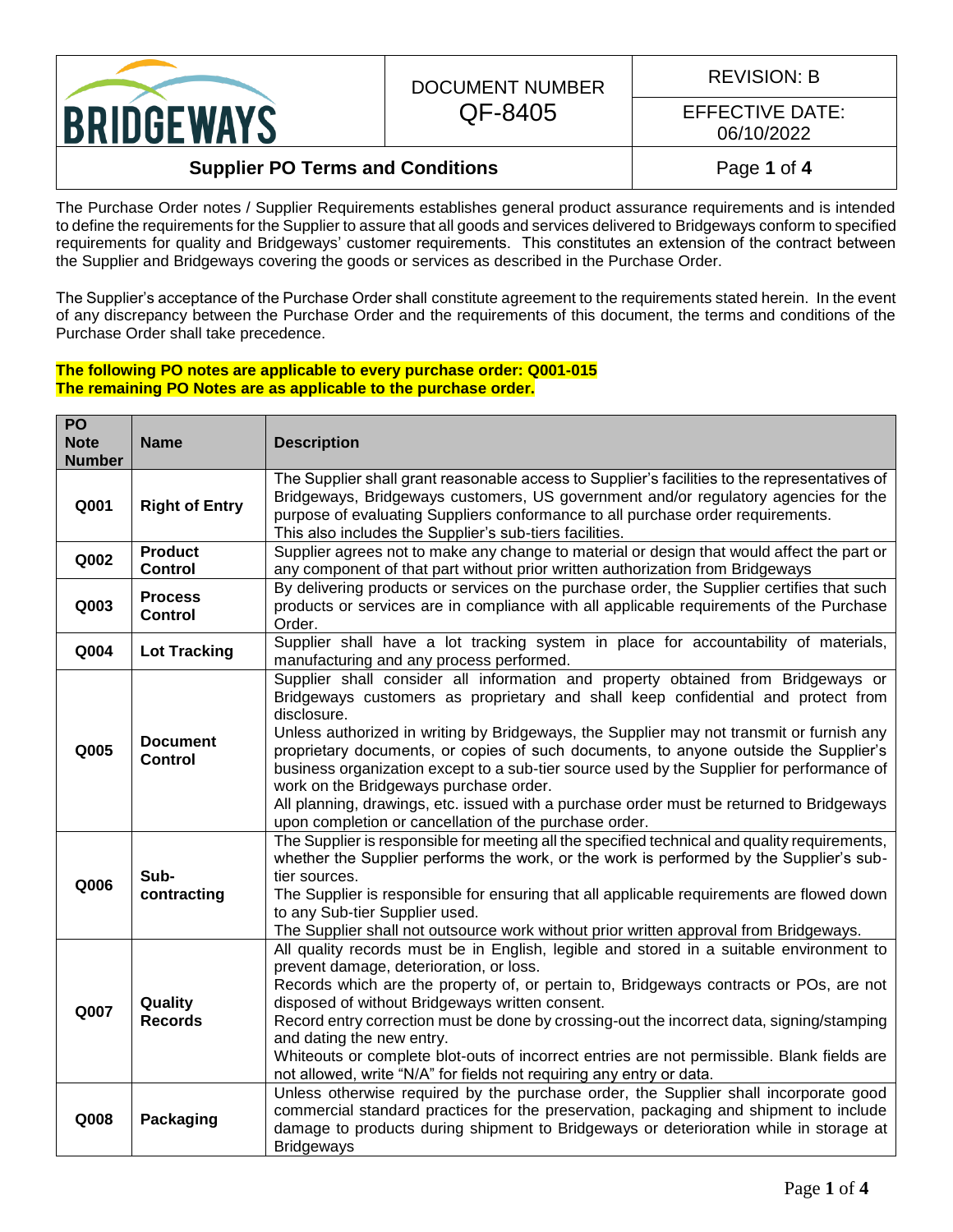| BRIDGEWAYS | DOCUMENT NUMBER QF-8405 | REVISION: B |
|---|---|---|
| | | EFFECTIVE DATE: 06/10/2022 |
| **Supplier PO Terms and Conditions** | | |

The Purchase Order notes / Supplier Requirements establishes general product assurance requirements and is intended to define the requirements for the Supplier to assure that all goods and services delivered to Bridgeways conform to specified requirements for quality and Bridgeways' customer requirements. This constitutes an extension of the contract between the Supplier and Bridgeways covering the goods or services as described in the Purchase Order.

The Supplier's acceptance of the Purchase Order shall constitute agreement to the requirements stated herein. In the event of any discrepancy between the Purchase Order and the requirements of this document, the terms and conditions of the Purchase Order shall take precedence.

**The following PO notes are applicable to every purchase order: Q001-015**
**The remaining PO Notes are as applicable to the purchase order.**

| PO Note Number | Name | Description |
|---|---|---|
| Q001 | Right of Entry | The Supplier shall grant reasonable access to Supplier's facilities to the representatives of Bridgeways, Bridgeways customers, US government and/or regulatory agencies for the purpose of evaluating Suppliers conformance to all purchase order requirements.<br>This also includes the Supplier's sub-tiers facilities. |
| Q002 | Product Control | Supplier agrees not to make any change to material or design that would affect the part or any component of that part without prior written authorization from Bridgeways |
| Q003 | Process Control | By delivering products or services on the purchase order, the Supplier certifies that such products or services are in compliance with all applicable requirements of the Purchase Order. |
| Q004 | Lot Tracking | Supplier shall have a lot tracking system in place for accountability of materials, manufacturing and any process performed. |
| Q005 | Document Control | Supplier shall consider all information and property obtained from Bridgeways or Bridgeways customers as proprietary and shall keep confidential and protect from disclosure.<br>Unless authorized in writing by Bridgeways, the Supplier may not transmit or furnish any proprietary documents, or copies of such documents, to anyone outside the Supplier's business organization except to a sub-tier source used by the Supplier for performance of work on the Bridgeways purchase order.<br>All planning, drawings, etc. issued with a purchase order must be returned to Bridgeways upon completion or cancellation of the purchase order. |
| Q006 | Sub-contracting | The Supplier is responsible for meeting all the specified technical and quality requirements, whether the Supplier performs the work, or the work is performed by the Supplier's sub-tier sources.<br>The Supplier is responsible for ensuring that all applicable requirements are flowed down to any Sub-tier Supplier used.<br>The Supplier shall not outsource work without prior written approval from Bridgeways. |
| Q007 | Quality Records | All quality records must be in English, legible and stored in a suitable environment to prevent damage, deterioration, or loss.<br>Records which are the property of, or pertain to, Bridgeways contracts or POs, are not disposed of without Bridgeways written consent.<br>Record entry correction must be done by crossing-out the incorrect data, signing/stamping and dating the new entry.<br>Whiteouts or complete blot-outs of incorrect entries are not permissible. Blank fields are not allowed, write "N/A" for fields not requiring any entry or data. |
| Q008 | Packaging | Unless otherwise required by the purchase order, the Supplier shall incorporate good commercial standard practices for the preservation, packaging and shipment to include damage to products during shipment to Bridgeways or deterioration while in storage at Bridgeways |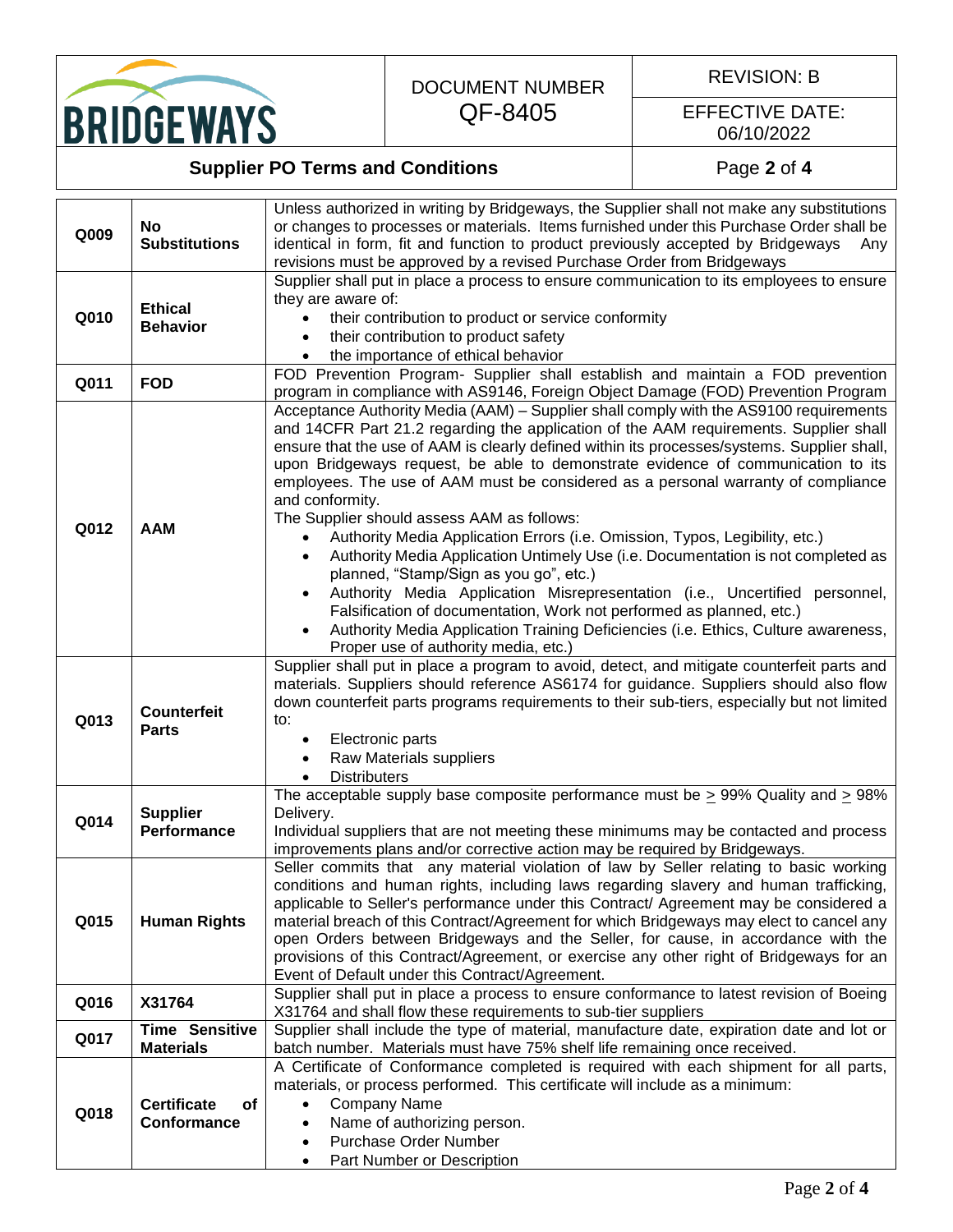| | | |
|---|---|---|
| Q009 | **No Substitutions** | Unless authorized in writing by Bridgeways, the Supplier shall not make any substitutions or changes to processes or materials. Items furnished under this Purchase Order shall be identical in form, fit and function to product previously accepted by Bridgeways Any revisions must be approved by a revised Purchase Order from Bridgeways |
| Q010 | **Ethical Behavior** | Supplier shall put in place a process to ensure communication to its employees to ensure they are aware of:<br>• their contribution to product or service conformity<br>• their contribution to product safety<br>• the importance of ethical behavior |
| Q011 | **FOD** | FOD Prevention Program- Supplier shall establish and maintain a FOD prevention program in compliance with AS9146, Foreign Object Damage (FOD) Prevention Program |
| Q012 | **AAM** | Acceptance Authority Media (AAM) – Supplier shall comply with the AS9100 requirements and 14CFR Part 21.2 regarding the application of the AAM requirements. Supplier shall ensure that the use of AAM is clearly defined within its processes/systems. Supplier shall, upon Bridgeways request, be able to demonstrate evidence of communication to its employees. The use of AAM must be considered as a personal warranty of compliance and conformity.<br>The Supplier should assess AAM as follows:<br>• Authority Media Application Errors (i.e. Omission, Typos, Legibility, etc.)<br>• Authority Media Application Untimely Use (i.e. Documentation is not completed as planned, "Stamp/Sign as you go", etc.)<br>• Authority Media Application Misrepresentation (i.e., Uncertified personnel, Falsification of documentation, Work not performed as planned, etc.)<br>• Authority Media Application Training Deficiencies (i.e. Ethics, Culture awareness, Proper use of authority media, etc.) |
| Q013 | **Counterfeit Parts** | Supplier shall put in place a program to avoid, detect, and mitigate counterfeit parts and materials. Suppliers should reference AS6174 for guidance. Suppliers should also flow down counterfeit parts programs requirements to their sub-tiers, especially but not limited to:<br>• Electronic parts<br>• Raw Materials suppliers<br>• Distributers |
| Q014 | **Supplier Performance** | The acceptable supply base composite performance must be ≥ 99% Quality and ≥ 98% Delivery.<br>Individual suppliers that are not meeting these minimums may be contacted and process improvements plans and/or corrective action may be required by Bridgeways. |
| Q015 | **Human Rights** | Seller commits that any material violation of law by Seller relating to basic working conditions and human rights, including laws regarding slavery and human trafficking, applicable to Seller's performance under this Contract/ Agreement may be considered a material breach of this Contract/Agreement for which Bridgeways may elect to cancel any open Orders between Bridgeways and the Seller, for cause, in accordance with the provisions of this Contract/Agreement, or exercise any other right of Bridgeways for an Event of Default under this Contract/Agreement. |
| Q016 | **X31764** | Supplier shall put in place a process to ensure conformance to latest revision of Boeing X31764 and shall flow these requirements to sub-tier suppliers |
| Q017 | **Time Sensitive Materials** | Supplier shall include the type of material, manufacture date, expiration date and lot or batch number. Materials must have 75% shelf life remaining once received. |
| Q018 | **Certificate of Conformance** | A Certificate of Conformance completed is required with each shipment for all parts, materials, or process performed. This certificate will include as a minimum:<br>• Company Name<br>• Name of authorizing person.<br>• Purchase Order Number<br>• Part Number or Description |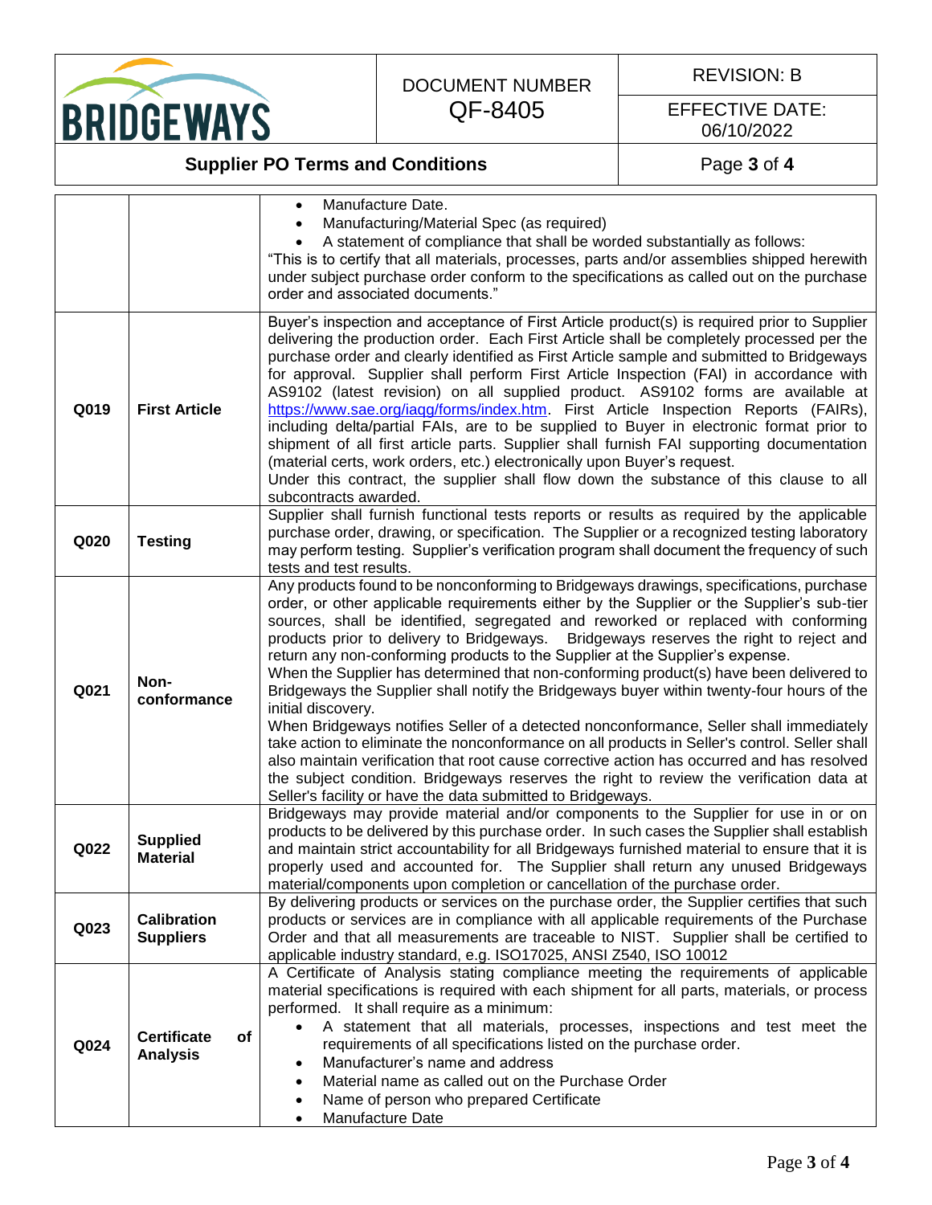| | | |
|---|---|---|
| | | • Manufacture Date.<br>• Manufacturing/Material Spec (as required)<br>• A statement of compliance that shall be worded substantially as follows:<br>"This is to certify that all materials, processes, parts and/or assemblies shipped herewith under subject purchase order conform to the specifications as called out on the purchase order and associated documents." |
| **Q019** | **First Article** | Buyer's inspection and acceptance of First Article product(s) is required prior to Supplier delivering the production order. Each First Article shall be completely processed per the purchase order and clearly identified as First Article sample and submitted to Bridgeways for approval. Supplier shall perform First Article Inspection (FAI) in accordance with AS9102 (latest revision) on all supplied product. AS9102 forms are available at https://www.sae.org/iaqg/forms/index.htm. First Article Inspection Reports (FAIRs), including delta/partial FAIs, are to be supplied to Buyer in electronic format prior to shipment of all first article parts. Supplier shall furnish FAI supporting documentation (material certs, work orders, etc.) electronically upon Buyer's request.<br>Under this contract, the supplier shall flow down the substance of this clause to all subcontracts awarded. |
| **Q020** | **Testing** | Supplier shall furnish functional tests reports or results as required by the applicable purchase order, drawing, or specification. The Supplier or a recognized testing laboratory may perform testing. Supplier's verification program shall document the frequency of such tests and test results. |
| **Q021** | **Non-conformance** | Any products found to be nonconforming to Bridgeways drawings, specifications, purchase order, or other applicable requirements either by the Supplier or the Supplier's sub-tier sources, shall be identified, segregated and reworked or replaced with conforming products prior to delivery to Bridgeways. Bridgeways reserves the right to reject and return any non-conforming products to the Supplier at the Supplier's expense.<br>When the Supplier has determined that non-conforming product(s) have been delivered to Bridgeways the Supplier shall notify the Bridgeways buyer within twenty-four hours of the initial discovery.<br>When Bridgeways notifies Seller of a detected nonconformance, Seller shall immediately take action to eliminate the nonconformance on all products in Seller's control. Seller shall also maintain verification that root cause corrective action has occurred and has resolved the subject condition. Bridgeways reserves the right to review the verification data at Seller's facility or have the data submitted to Bridgeways. |
| **Q022** | **Supplied Material** | Bridgeways may provide material and/or components to the Supplier for use in or on products to be delivered by this purchase order. In such cases the Supplier shall establish and maintain strict accountability for all Bridgeways furnished material to ensure that it is properly used and accounted for. The Supplier shall return any unused Bridgeways material/components upon completion or cancellation of the purchase order. |
| **Q023** | **Calibration Suppliers** | By delivering products or services on the purchase order, the Supplier certifies that such products or services are in compliance with all applicable requirements of the Purchase Order and that all measurements are traceable to NIST. Supplier shall be certified to applicable industry standard, e.g. ISO17025, ANSI Z540, ISO 10012 |
| **Q024** | **Certificate of Analysis** | A Certificate of Analysis stating compliance meeting the requirements of applicable material specifications is required with each shipment for all parts, materials, or process performed. It shall require as a minimum:<br>• A statement that all materials, processes, inspections and test meet the requirements of all specifications listed on the purchase order.<br>• Manufacturer's name and address<br>• Material name as called out on the Purchase Order<br>• Name of person who prepared Certificate<br>• Manufacture Date |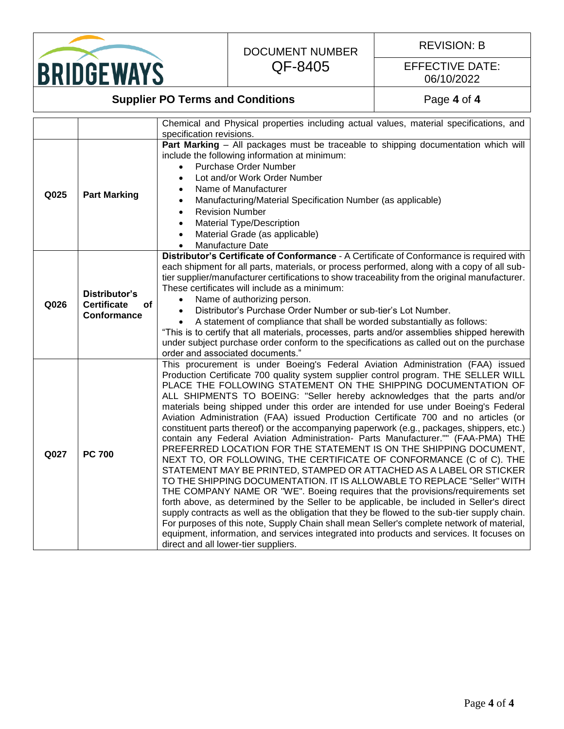| | | |
|---|---|---|
| | | Chemical and Physical properties including actual values, material specifications, and specification revisions. |
| Q025 | **Part Marking** | **Part Marking** – All packages must be traceable to shipping documentation which will include the following information at minimum:<br>• Purchase Order Number<br>• Lot and/or Work Order Number<br>• Name of Manufacturer<br>• Manufacturing/Material Specification Number (as applicable)<br>• Revision Number<br>• Material Type/Description<br>• Material Grade (as applicable)<br>• Manufacture Date |
| Q026 | **Distributor's Certificate of Conformance** | **Distributor's Certificate of Conformance** - A Certificate of Conformance is required with each shipment for all parts, materials, or process performed, along with a copy of all sub-tier supplier/manufacturer certifications to show traceability from the original manufacturer. These certificates will include as a minimum:<br>• Name of authorizing person.<br>• Distributor's Purchase Order Number or sub-tier's Lot Number.<br>• A statement of compliance that shall be worded substantially as follows:<br>"This is to certify that all materials, processes, parts and/or assemblies shipped herewith under subject purchase order conform to the specifications as called out on the purchase order and associated documents." |
| Q027 | **PC 700** | This procurement is under Boeing's Federal Aviation Administration (FAA) issued Production Certificate 700 quality system supplier control program. THE SELLER WILL PLACE THE FOLLOWING STATEMENT ON THE SHIPPING DOCUMENTATION OF ALL SHIPMENTS TO BOEING: "Seller hereby acknowledges that the parts and/or materials being shipped under this order are intended for use under Boeing's Federal Aviation Administration (FAA) issued Production Certificate 700 and no articles (or constituent parts thereof) or the accompanying paperwork (e.g., packages, shippers, etc.) contain any Federal Aviation Administration- Parts Manufacturer."" (FAA-PMA) THE PREFERRED LOCATION FOR THE STATEMENT IS ON THE SHIPPING DOCUMENT, NEXT TO, OR FOLLOWING, THE CERTIFICATE OF CONFORMANCE (C of C). THE STATEMENT MAY BE PRINTED, STAMPED OR ATTACHED AS A LABEL OR STICKER TO THE SHIPPING DOCUMENTATION. IT IS ALLOWABLE TO REPLACE "Seller" WITH THE COMPANY NAME OR "WE". Boeing requires that the provisions/requirements set forth above, as determined by the Seller to be applicable, be included in Seller's direct supply contracts as well as the obligation that they be flowed to the sub-tier supply chain. For purposes of this note, Supply Chain shall mean Seller's complete network of material, equipment, information, and services integrated into products and services. It focuses on direct and all lower-tier suppliers. |